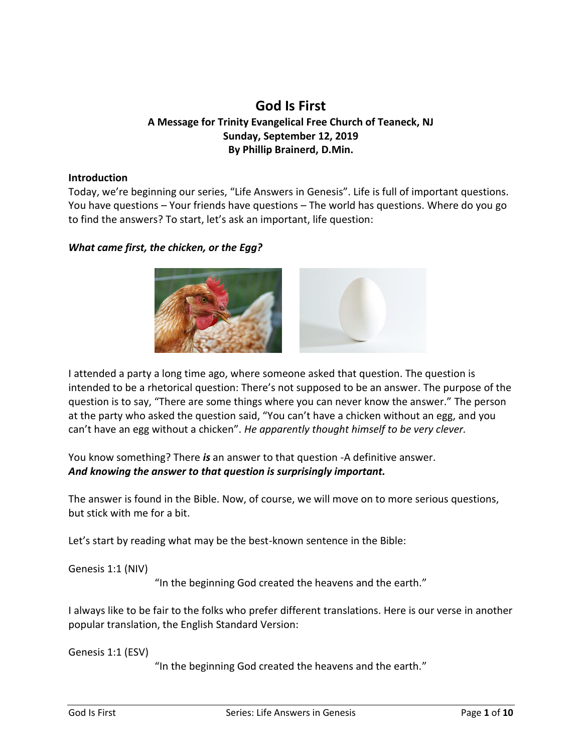# God Is First

**A Message for Trinity Evangelical Free Church of Teaneck, NJ**
**Sunday, September 12, 2019**
**By Phillip Brainerd, D.Min.**

**Introduction**

Today, we're beginning our series, "Life Answers in Genesis". Life is full of important questions. You have questions – Your friends have questions – The world has questions. Where do you go to find the answers? To start, let's ask an important, life question:

***What came first, the chicken, or the Egg?***

I attended a party a long time ago, where someone asked that question. The question is intended to be a rhetorical question: There's not supposed to be an answer. The purpose of the question is to say, "There are some things where you can never know the answer." The person at the party who asked the question said, "You can't have a chicken without an egg, and you can't have an egg without a chicken". *He apparently thought himself to be very clever.*

You know something? There ***is*** an answer to that question -A definitive answer.
***And knowing the answer to that question is surprisingly important.***

The answer is found in the Bible. Now, of course, we will move on to more serious questions, but stick with me for a bit.

Let's start by reading what may be the best-known sentence in the Bible:

Genesis 1:1 (NIV)

> "In the beginning God created the heavens and the earth."

I always like to be fair to the folks who prefer different translations. Here is our verse in another popular translation, the English Standard Version:

Genesis 1:1 (ESV)

> "In the beginning God created the heavens and the earth."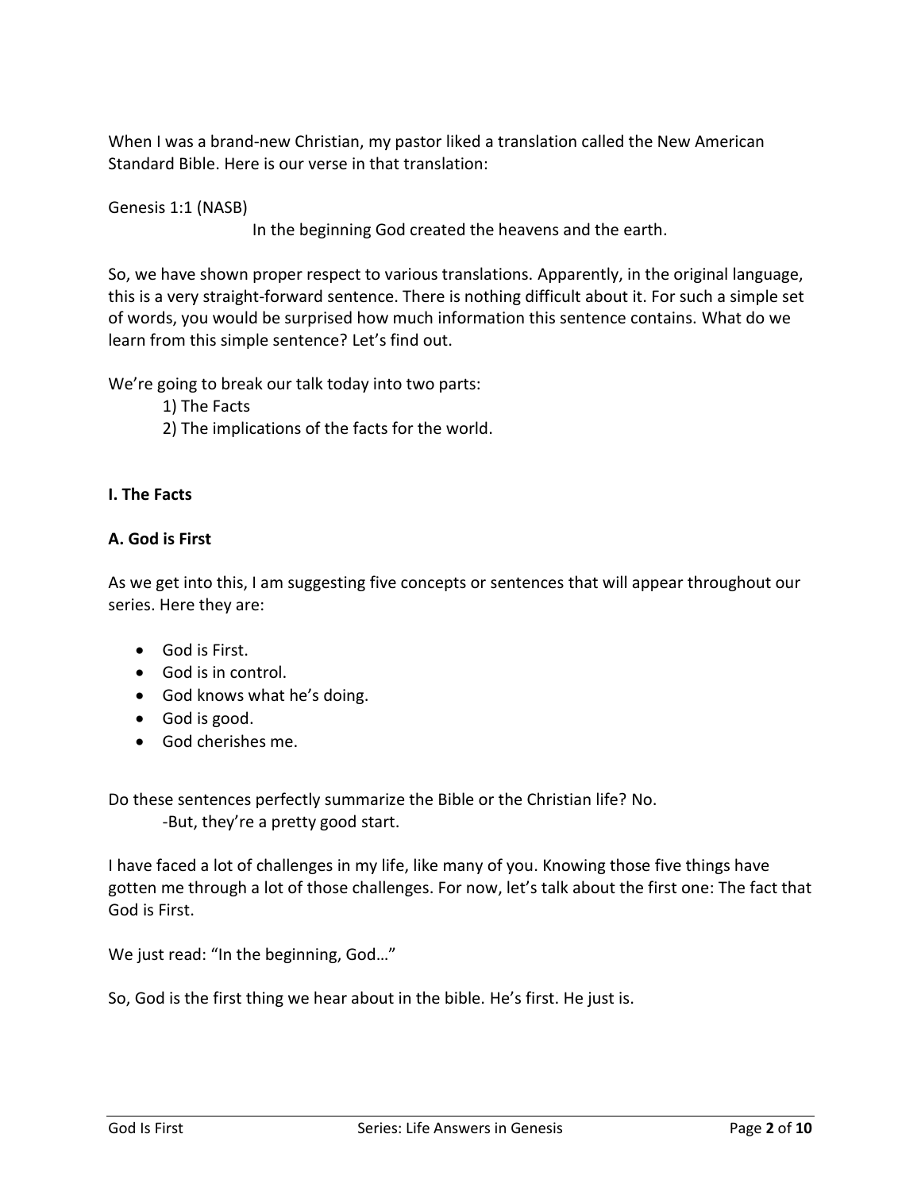When I was a brand-new Christian, my pastor liked a translation called the New American Standard Bible. Here is our verse in that translation:

Genesis 1:1 (NASB)

In the beginning God created the heavens and the earth.

So, we have shown proper respect to various translations. Apparently, in the original language, this is a very straight-forward sentence. There is nothing difficult about it. For such a simple set of words, you would be surprised how much information this sentence contains. What do we learn from this simple sentence? Let's find out.

We're going to break our talk today into two parts:

1) The Facts
2) The implications of the facts for the world.

**I. The Facts**

**A. God is First**

As we get into this, I am suggesting five concepts or sentences that will appear throughout our series. Here they are:

- God is First.
- God is in control.
- God knows what he's doing.
- God is good.
- God cherishes me.

Do these sentences perfectly summarize the Bible or the Christian life? No.

-But, they're a pretty good start.

I have faced a lot of challenges in my life, like many of you. Knowing those five things have gotten me through a lot of those challenges. For now, let's talk about the first one: The fact that God is First.

We just read: "In the beginning, God…"

So, God is the first thing we hear about in the bible. He's first. He just is.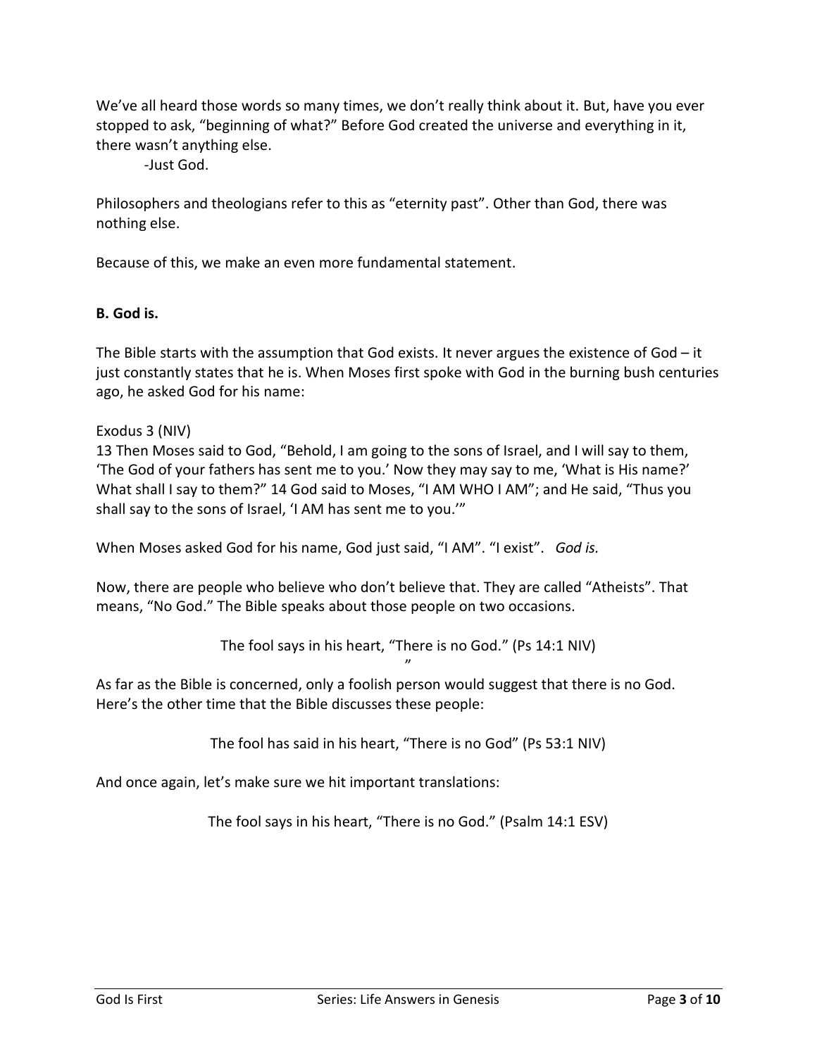We've all heard those words so many times, we don't really think about it. But, have you ever stopped to ask, "beginning of what?" Before God created the universe and everything in it, there wasn't anything else.

-Just God.

Philosophers and theologians refer to this as "eternity past". Other than God, there was nothing else.

Because of this, we make an even more fundamental statement.

**B. God is.**

The Bible starts with the assumption that God exists. It never argues the existence of God – it just constantly states that he is. When Moses first spoke with God in the burning bush centuries ago, he asked God for his name:

Exodus 3 (NIV)
13 Then Moses said to God, "Behold, I am going to the sons of Israel, and I will say to them, 'The God of your fathers has sent me to you.' Now they may say to me, 'What is His name?' What shall I say to them?" 14 God said to Moses, "I AM WHO I AM"; and He said, "Thus you shall say to the sons of Israel, 'I AM has sent me to you.'"

When Moses asked God for his name, God just said, "I AM". "I exist". *God is.*

Now, there are people who believe who don't believe that. They are called "Atheists". That means, "No God." The Bible speaks about those people on two occasions.

The fool says in his heart, "There is no God." (Ps 14:1 NIV)
"

As far as the Bible is concerned, only a foolish person would suggest that there is no God. Here's the other time that the Bible discusses these people:

The fool has said in his heart, "There is no God" (Ps 53:1 NIV)

And once again, let's make sure we hit important translations:

The fool says in his heart, "There is no God." (Psalm 14:1 ESV)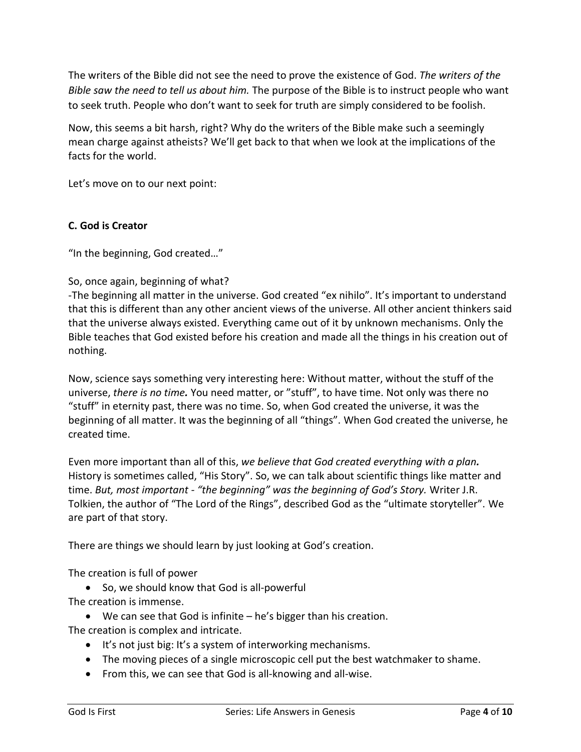The writers of the Bible did not see the need to prove the existence of God. *The writers of the Bible saw the need to tell us about him.* The purpose of the Bible is to instruct people who want to seek truth. People who don't want to seek for truth are simply considered to be foolish.

Now, this seems a bit harsh, right? Why do the writers of the Bible make such a seemingly mean charge against atheists? We'll get back to that when we look at the implications of the facts for the world.

Let's move on to our next point:

**C. God is Creator**

"In the beginning, God created…"

So, once again, beginning of what?
-The beginning all matter in the universe. God created "ex nihilo". It's important to understand that this is different than any other ancient views of the universe. All other ancient thinkers said that the universe always existed. Everything came out of it by unknown mechanisms. Only the Bible teaches that God existed before his creation and made all the things in his creation out of nothing.

Now, science says something very interesting here: Without matter, without the stuff of the universe, *there is no time.* You need matter, or "stuff", to have time. Not only was there no "stuff" in eternity past, there was no time. So, when God created the universe, it was the beginning of all matter. It was the beginning of all "things". When God created the universe, he created time.

Even more important than all of this, *we believe that God created everything with a plan.* History is sometimes called, "His Story". So, we can talk about scientific things like matter and time. *But, most important - "the beginning" was the beginning of God's Story.* Writer J.R. Tolkien, the author of "The Lord of the Rings", described God as the "ultimate storyteller". We are part of that story.

There are things we should learn by just looking at God's creation.

The creation is full of power

- So, we should know that God is all-powerful

The creation is immense.

- We can see that God is infinite – he's bigger than his creation.

The creation is complex and intricate.

- It's not just big: It's a system of interworking mechanisms.
- The moving pieces of a single microscopic cell put the best watchmaker to shame.
- From this, we can see that God is all-knowing and all-wise.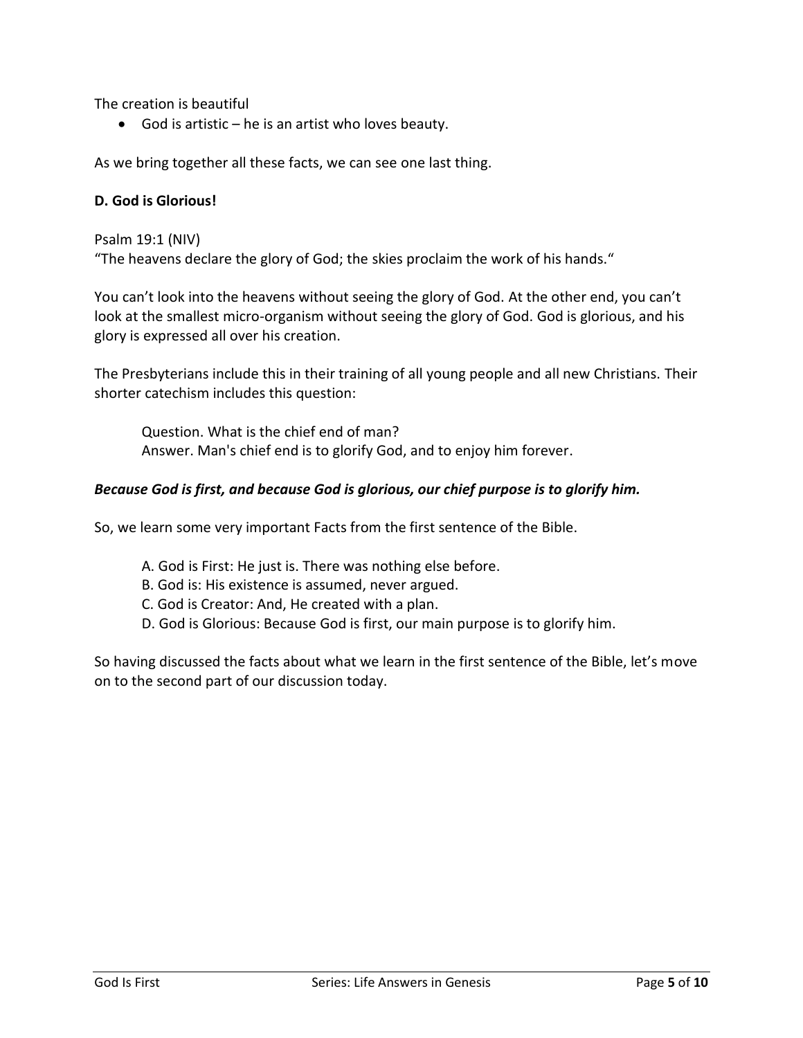The creation is beautiful

- God is artistic – he is an artist who loves beauty.

As we bring together all these facts, we can see one last thing.

**D. God is Glorious!**

Psalm 19:1 (NIV)
"The heavens declare the glory of God; the skies proclaim the work of his hands."

You can't look into the heavens without seeing the glory of God. At the other end, you can't look at the smallest micro-organism without seeing the glory of God. God is glorious, and his glory is expressed all over his creation.

The Presbyterians include this in their training of all young people and all new Christians. Their shorter catechism includes this question:

> Question. What is the chief end of man?
> Answer. Man's chief end is to glorify God, and to enjoy him forever.

***Because God is first, and because God is glorious, our chief purpose is to glorify him.***

So, we learn some very important Facts from the first sentence of the Bible.

> A. God is First: He just is. There was nothing else before.
> B. God is: His existence is assumed, never argued.
> C. God is Creator: And, He created with a plan.
> D. God is Glorious: Because God is first, our main purpose is to glorify him.

So having discussed the facts about what we learn in the first sentence of the Bible, let's move on to the second part of our discussion today.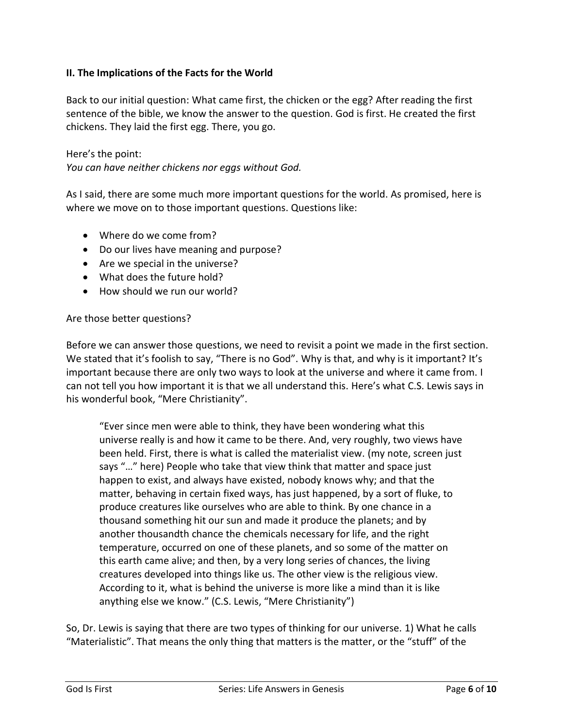**II. The Implications of the Facts for the World**

Back to our initial question: What came first, the chicken or the egg? After reading the first sentence of the bible, we know the answer to the question. God is first. He created the first chickens. They laid the first egg. There, you go.

Here's the point:
*You can have neither chickens nor eggs without God.*

As I said, there are some much more important questions for the world. As promised, here is where we move on to those important questions. Questions like:

- Where do we come from?
- Do our lives have meaning and purpose?
- Are we special in the universe?
- What does the future hold?
- How should we run our world?

Are those better questions?

Before we can answer those questions, we need to revisit a point we made in the first section. We stated that it's foolish to say, "There is no God". Why is that, and why is it important? It's important because there are only two ways to look at the universe and where it came from. I can not tell you how important it is that we all understand this. Here's what C.S. Lewis says in his wonderful book, "Mere Christianity".

> "Ever since men were able to think, they have been wondering what this universe really is and how it came to be there. And, very roughly, two views have been held. First, there is what is called the materialist view. (my note, screen just says "…" here) People who take that view think that matter and space just happen to exist, and always have existed, nobody knows why; and that the matter, behaving in certain fixed ways, has just happened, by a sort of fluke, to produce creatures like ourselves who are able to think. By one chance in a thousand something hit our sun and made it produce the planets; and by another thousandth chance the chemicals necessary for life, and the right temperature, occurred on one of these planets, and so some of the matter on this earth came alive; and then, by a very long series of chances, the living creatures developed into things like us. The other view is the religious view. According to it, what is behind the universe is more like a mind than it is like anything else we know." (C.S. Lewis, "Mere Christianity")

So, Dr. Lewis is saying that there are two types of thinking for our universe. 1) What he calls "Materialistic". That means the only thing that matters is the matter, or the "stuff" of the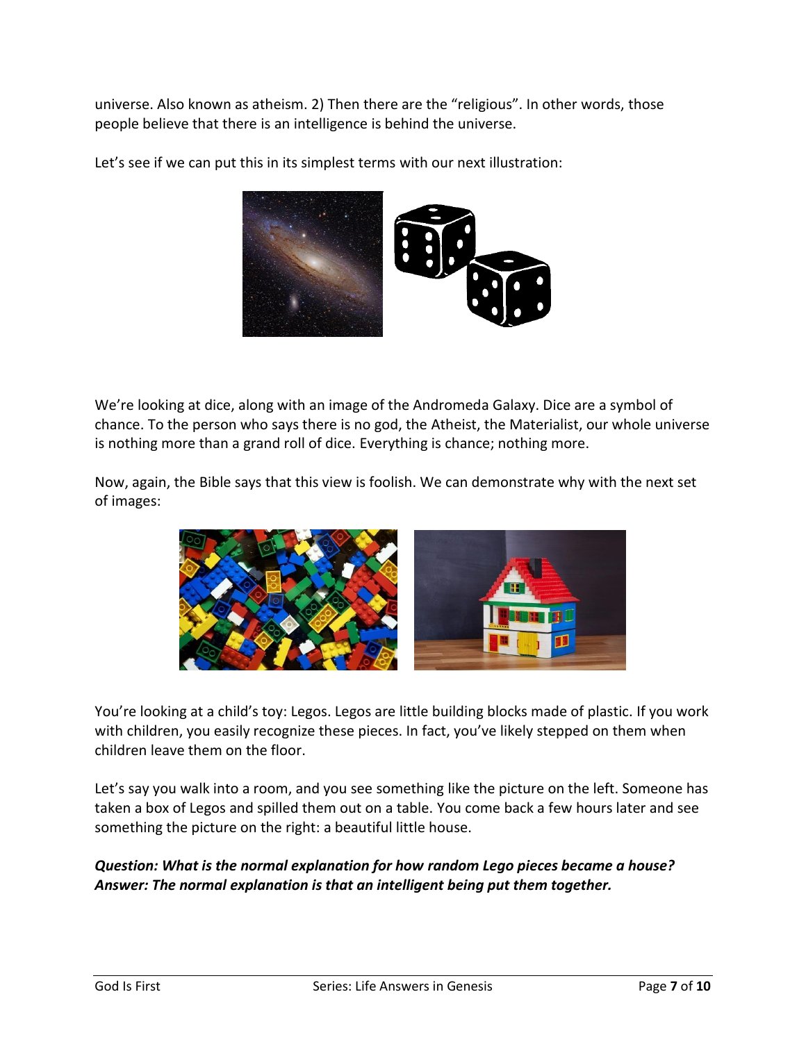universe. Also known as atheism. 2) Then there are the "religious". In other words, those people believe that there is an intelligence is behind the universe.

Let's see if we can put this in its simplest terms with our next illustration:

We're looking at dice, along with an image of the Andromeda Galaxy. Dice are a symbol of chance. To the person who says there is no god, the Atheist, the Materialist, our whole universe is nothing more than a grand roll of dice. Everything is chance; nothing more.

Now, again, the Bible says that this view is foolish. We can demonstrate why with the next set of images:

You're looking at a child's toy: Legos. Legos are little building blocks made of plastic. If you work with children, you easily recognize these pieces. In fact, you've likely stepped on them when children leave them on the floor.

Let's say you walk into a room, and you see something like the picture on the left. Someone has taken a box of Legos and spilled them out on a table. You come back a few hours later and see something the picture on the right: a beautiful little house.

***Question: What is the normal explanation for how random Lego pieces became a house?***
***Answer: The normal explanation is that an intelligent being put them together.***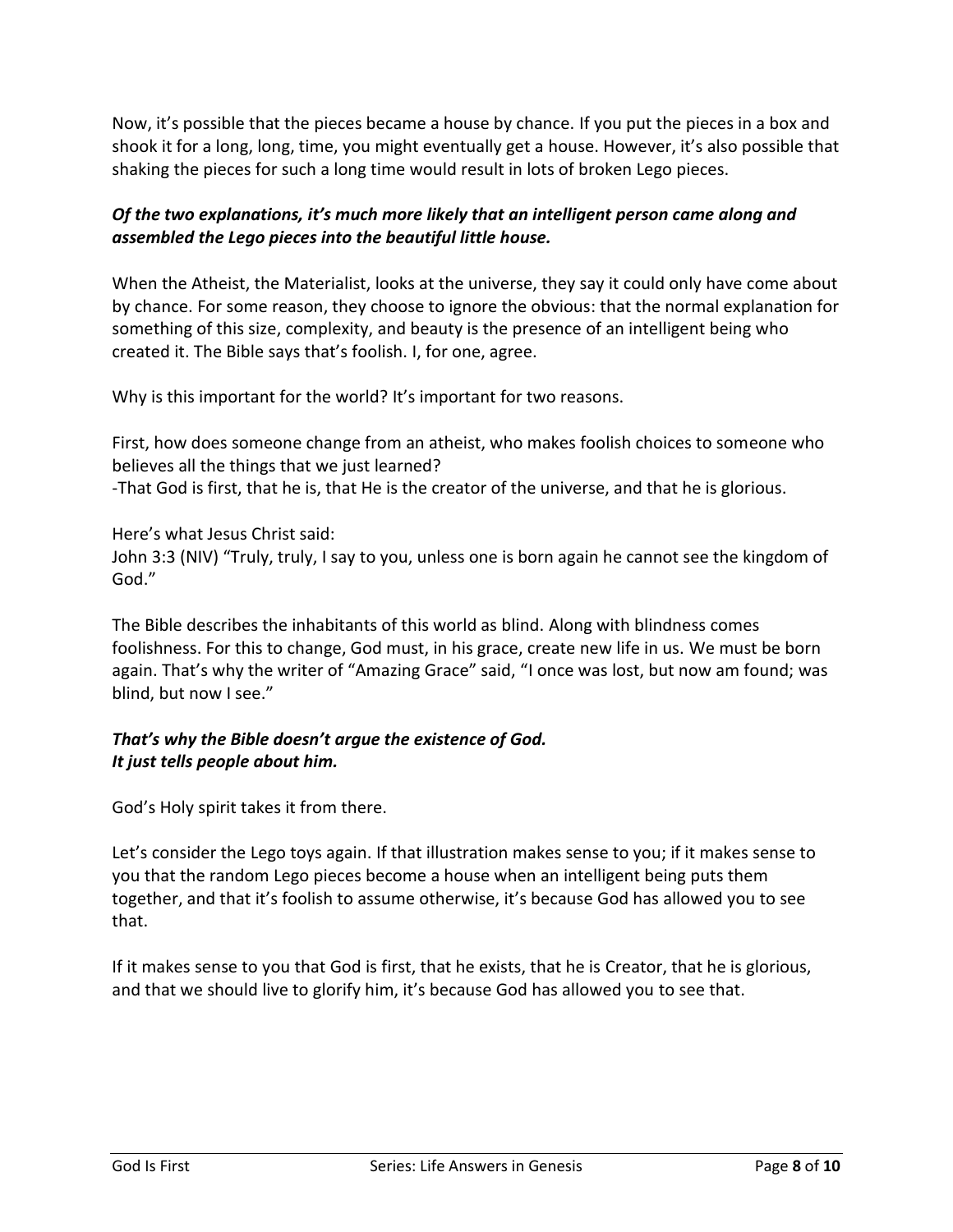Now, it's possible that the pieces became a house by chance. If you put the pieces in a box and shook it for a long, long, time, you might eventually get a house. However, it's also possible that shaking the pieces for such a long time would result in lots of broken Lego pieces.

***Of the two explanations, it's much more likely that an intelligent person came along and assembled the Lego pieces into the beautiful little house.***

When the Atheist, the Materialist, looks at the universe, they say it could only have come about by chance. For some reason, they choose to ignore the obvious: that the normal explanation for something of this size, complexity, and beauty is the presence of an intelligent being who created it. The Bible says that's foolish. I, for one, agree.

Why is this important for the world? It's important for two reasons.

First, how does someone change from an atheist, who makes foolish choices to someone who believes all the things that we just learned?
-That God is first, that he is, that He is the creator of the universe, and that he is glorious.

Here's what Jesus Christ said:
John 3:3 (NIV) "Truly, truly, I say to you, unless one is born again he cannot see the kingdom of God."

The Bible describes the inhabitants of this world as blind. Along with blindness comes foolishness. For this to change, God must, in his grace, create new life in us. We must be born again. That's why the writer of "Amazing Grace" said, "I once was lost, but now am found; was blind, but now I see."

***That's why the Bible doesn't argue the existence of God.***
***It just tells people about him.***

God's Holy spirit takes it from there.

Let's consider the Lego toys again. If that illustration makes sense to you; if it makes sense to you that the random Lego pieces become a house when an intelligent being puts them together, and that it's foolish to assume otherwise, it's because God has allowed you to see that.

If it makes sense to you that God is first, that he exists, that he is Creator, that he is glorious, and that we should live to glorify him, it's because God has allowed you to see that.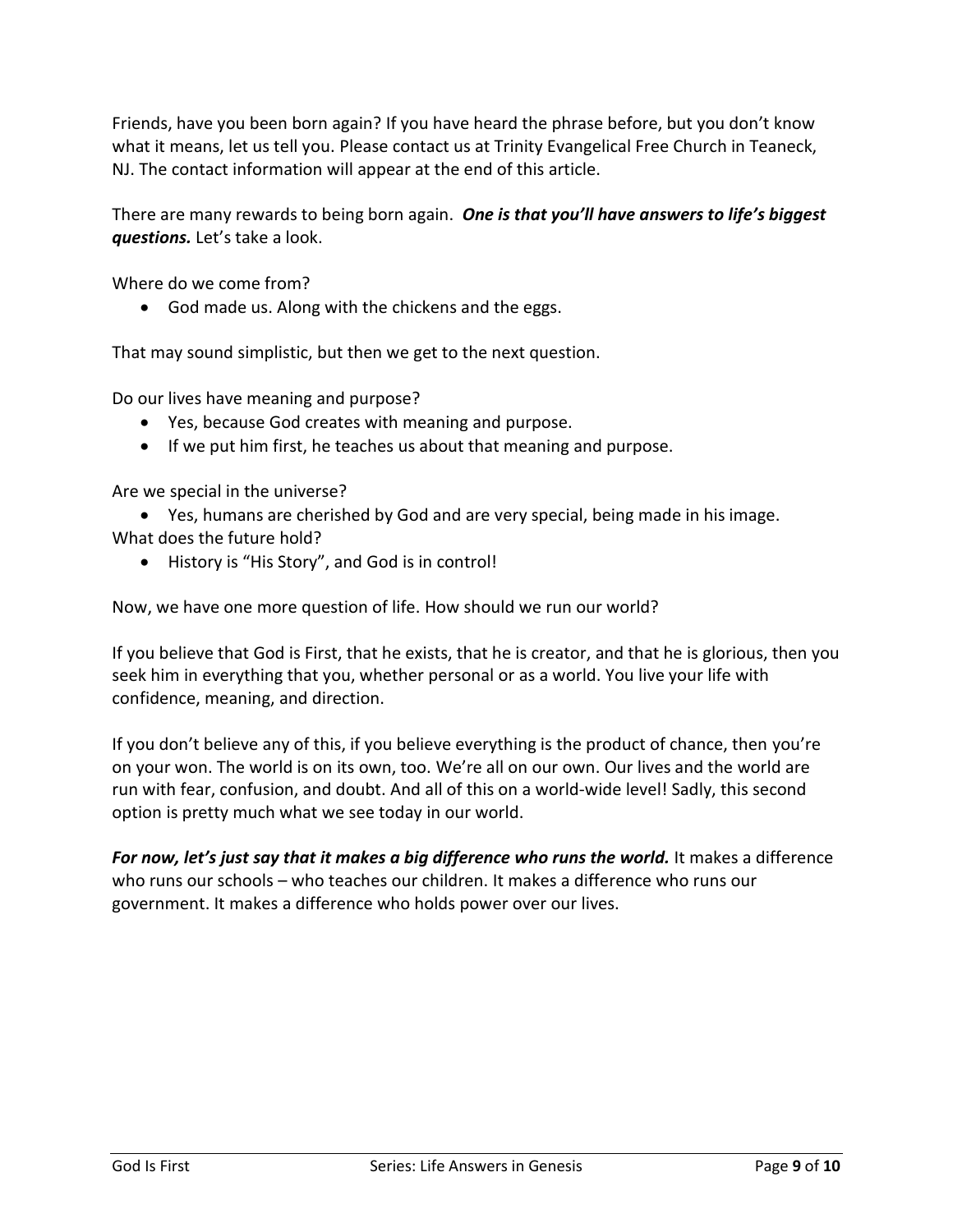Friends, have you been born again? If you have heard the phrase before, but you don't know what it means, let us tell you. Please contact us at Trinity Evangelical Free Church in Teaneck, NJ. The contact information will appear at the end of this article.

There are many rewards to being born again. ***One is that you'll have answers to life's biggest questions.*** Let's take a look.

Where do we come from?

- God made us. Along with the chickens and the eggs.

That may sound simplistic, but then we get to the next question.

Do our lives have meaning and purpose?

- Yes, because God creates with meaning and purpose.
- If we put him first, he teaches us about that meaning and purpose.

Are we special in the universe?

- Yes, humans are cherished by God and are very special, being made in his image.

What does the future hold?

- History is "His Story", and God is in control!

Now, we have one more question of life. How should we run our world?

If you believe that God is First, that he exists, that he is creator, and that he is glorious, then you seek him in everything that you, whether personal or as a world. You live your life with confidence, meaning, and direction.

If you don't believe any of this, if you believe everything is the product of chance, then you're on your won. The world is on its own, too. We're all on our own. Our lives and the world are run with fear, confusion, and doubt. And all of this on a world-wide level! Sadly, this second option is pretty much what we see today in our world.

***For now, let's just say that it makes a big difference who runs the world.*** It makes a difference who runs our schools – who teaches our children. It makes a difference who runs our government. It makes a difference who holds power over our lives.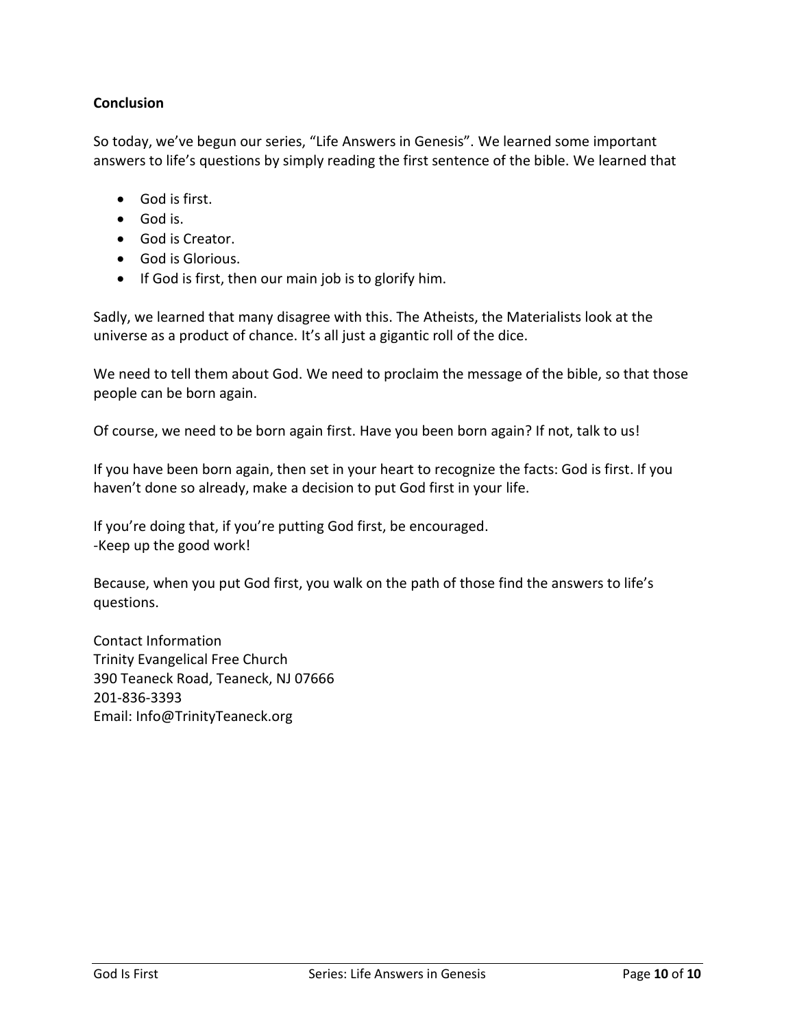**Conclusion**

So today, we've begun our series, "Life Answers in Genesis". We learned some important answers to life's questions by simply reading the first sentence of the bible. We learned that

- God is first.
- God is.
- God is Creator.
- God is Glorious.
- If God is first, then our main job is to glorify him.

Sadly, we learned that many disagree with this. The Atheists, the Materialists look at the universe as a product of chance. It's all just a gigantic roll of the dice.

We need to tell them about God. We need to proclaim the message of the bible, so that those people can be born again.

Of course, we need to be born again first. Have you been born again? If not, talk to us!

If you have been born again, then set in your heart to recognize the facts: God is first. If you haven't done so already, make a decision to put God first in your life.

If you're doing that, if you're putting God first, be encouraged.
-Keep up the good work!

Because, when you put God first, you walk on the path of those find the answers to life's questions.

Contact Information
Trinity Evangelical Free Church
390 Teaneck Road, Teaneck, NJ 07666
201-836-3393
Email: Info@TrinityTeaneck.org